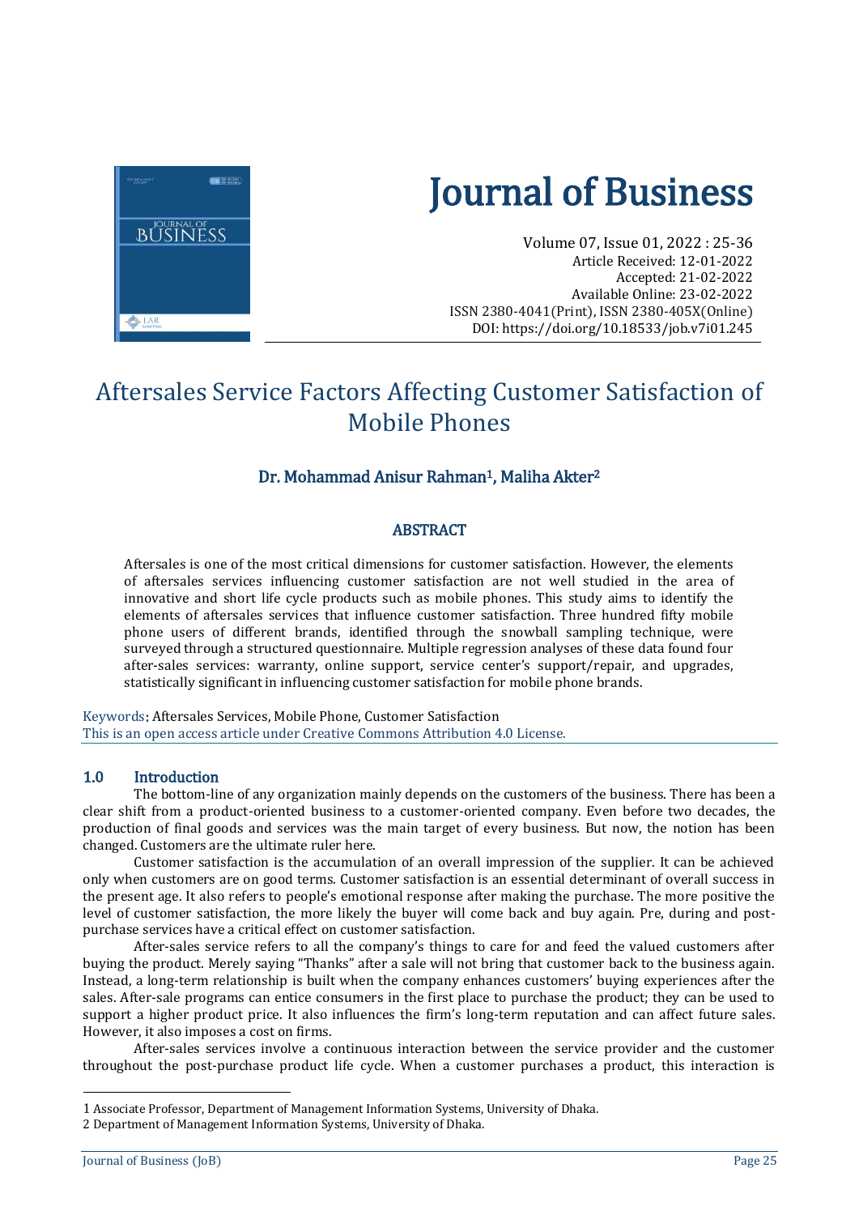# Journal of Business

Volume 07, Issue 01, 2022 : 25-36
Article Received: 12-01-2022
Accepted: 21-02-2022
Available Online: 23-02-2022
ISSN 2380-4041(Print), ISSN 2380-405X(Online)
DOI: https://doi.org/10.18533/job.v7i01.245

# Aftersales Service Factors Affecting Customer Satisfaction of Mobile Phones

**Dr. Mohammad Anisur Rahman[1], Maliha Akter[2]**

## ABSTRACT

Aftersales is one of the most critical dimensions for customer satisfaction. However, the elements of aftersales services influencing customer satisfaction are not well studied in the area of innovative and short life cycle products such as mobile phones. This study aims to identify the elements of aftersales services that influence customer satisfaction. Three hundred fifty mobile phone users of different brands, identified through the snowball sampling technique, were surveyed through a structured questionnaire. Multiple regression analyses of these data found four after-sales services: warranty, online support, service center's support/repair, and upgrades, statistically significant in influencing customer satisfaction for mobile phone brands.

Keywords: Aftersales Services, Mobile Phone, Customer Satisfaction
This is an open access article under Creative Commons Attribution 4.0 License.

## 1.0 Introduction

The bottom-line of any organization mainly depends on the customers of the business. There has been a clear shift from a product-oriented business to a customer-oriented company. Even before two decades, the production of final goods and services was the main target of every business. But now, the notion has been changed. Customers are the ultimate ruler here.

Customer satisfaction is the accumulation of an overall impression of the supplier. It can be achieved only when customers are on good terms. Customer satisfaction is an essential determinant of overall success in the present age. It also refers to people's emotional response after making the purchase. The more positive the level of customer satisfaction, the more likely the buyer will come back and buy again. Pre, during and post-purchase services have a critical effect on customer satisfaction.

After-sales service refers to all the company's things to care for and feed the valued customers after buying the product. Merely saying "Thanks" after a sale will not bring that customer back to the business again. Instead, a long-term relationship is built when the company enhances customers' buying experiences after the sales. After-sale programs can entice consumers in the first place to purchase the product; they can be used to support a higher product price. It also influences the firm's long-term reputation and can affect future sales. However, it also imposes a cost on firms.

After-sales services involve a continuous interaction between the service provider and the customer throughout the post-purchase product life cycle. When a customer purchases a product, this interaction is

---

1 Associate Professor, Department of Management Information Systems, University of Dhaka.
2 Department of Management Information Systems, University of Dhaka.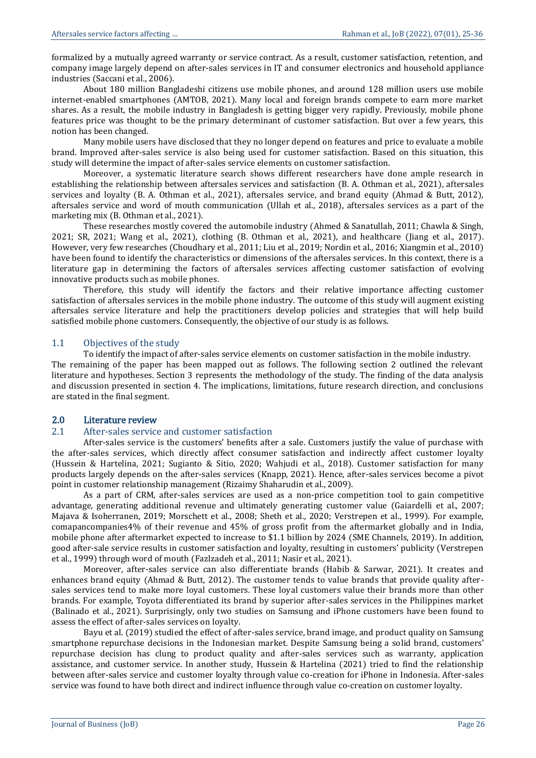formalized by a mutually agreed warranty or service contract. As a result, customer satisfaction, retention, and company image largely depend on after-sales services in IT and consumer electronics and household appliance industries (Saccani et al., 2006).

About 180 million Bangladeshi citizens use mobile phones, and around 128 million users use mobile internet-enabled smartphones (AMTOB, 2021). Many local and foreign brands compete to earn more market shares. As a result, the mobile industry in Bangladesh is getting bigger very rapidly. Previously, mobile phone features price was thought to be the primary determinant of customer satisfaction. But over a few years, this notion has been changed.

Many mobile users have disclosed that they no longer depend on features and price to evaluate a mobile brand. Improved after-sales service is also being used for customer satisfaction. Based on this situation, this study will determine the impact of after-sales service elements on customer satisfaction.

Moreover, a systematic literature search shows different researchers have done ample research in establishing the relationship between aftersales services and satisfaction (B. A. Othman et al., 2021), aftersales services and loyalty (B. A. Othman et al., 2021), aftersales service, and brand equity (Ahmad & Butt, 2012), aftersales service and word of mouth communication (Ullah et al., 2018), aftersales services as a part of the marketing mix (B. Othman et al., 2021).

These researches mostly covered the automobile industry (Ahmed & Sanatullah, 2011; Chawla & Singh, 2021; SR, 2021; Wang et al., 2021), clothing (B. Othman et al., 2021), and healthcare (Jiang et al., 2017). However, very few researches (Choudhary et al., 2011; Liu et al., 2019; Nordin et al., 2016; Xiangmin et al., 2010) have been found to identify the characteristics or dimensions of the aftersales services. In this context, there is a literature gap in determining the factors of aftersales services affecting customer satisfaction of evolving innovative products such as mobile phones.

Therefore, this study will identify the factors and their relative importance affecting customer satisfaction of aftersales services in the mobile phone industry. The outcome of this study will augment existing aftersales service literature and help the practitioners develop policies and strategies that will help build satisfied mobile phone customers. Consequently, the objective of our study is as follows.

### 1.1 Objectives of the study

To identify the impact of after-sales service elements on customer satisfaction in the mobile industry.

The remaining of the paper has been mapped out as follows. The following section 2 outlined the relevant literature and hypotheses. Section 3 represents the methodology of the study. The finding of the data analysis and discussion presented in section 4. The implications, limitations, future research direction, and conclusions are stated in the final segment.

## 2.0 Literature review

### 2.1 After-sales service and customer satisfaction

After-sales service is the customers' benefits after a sale. Customers justify the value of purchase with the after-sales services, which directly affect consumer satisfaction and indirectly affect customer loyalty (Hussein & Hartelina, 2021; Sugianto & Sitio, 2020; Wahjudi et al., 2018). Customer satisfaction for many products largely depends on the after-sales services (Knapp, 2021). Hence, after-sales services become a pivot point in customer relationship management (Rizaimy Shaharudin et al., 2009).

As a part of CRM, after-sales services are used as a non-price competition tool to gain competitive advantage, generating additional revenue and ultimately generating customer value (Gaiardelli et al., 2007; Majava & Isoherranen, 2019; Morschett et al., 2008; Sheth et al., 2020; Verstrepen et al., 1999). For example, comapancompanies4% of their revenue and 45% of gross profit from the aftermarket globally and in India, mobile phone after aftermarket expected to increase to $1.1 billion by 2024 (SME Channels, 2019). In addition, good after-sale service results in customer satisfaction and loyalty, resulting in customers' publicity (Verstrepen et al., 1999) through word of mouth (Fazlzadeh et al., 2011; Nasir et al., 2021).

Moreover, after-sales service can also differentiate brands (Habib & Sarwar, 2021). It creates and enhances brand equity (Ahmad & Butt, 2012). The customer tends to value brands that provide quality after-sales services tend to make more loyal customers. These loyal customers value their brands more than other brands. For example, Toyota differentiated its brand by superior after-sales services in the Philippines market (Balinado et al., 2021). Surprisingly, only two studies on Samsung and iPhone customers have been found to assess the effect of after-sales services on loyalty.

Bayu et al. (2019) studied the effect of after-sales service, brand image, and product quality on Samsung smartphone repurchase decisions in the Indonesian market. Despite Samsung being a solid brand, customers' repurchase decision has clung to product quality and after-sales services such as warranty, application assistance, and customer service. In another study, Hussein & Hartelina (2021) tried to find the relationship between after-sales service and customer loyalty through value co-creation for iPhone in Indonesia. After-sales service was found to have both direct and indirect influence through value co-creation on customer loyalty.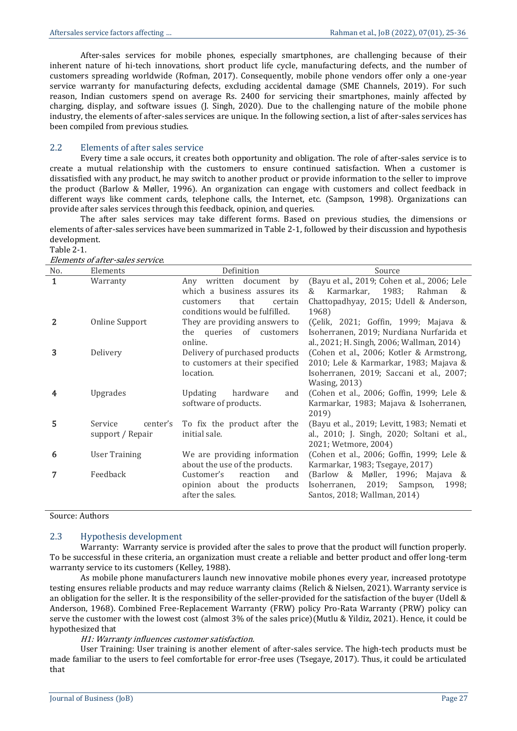After-sales services for mobile phones, especially smartphones, are challenging because of their inherent nature of hi-tech innovations, short product life cycle, manufacturing defects, and the number of customers spreading worldwide (Rofman, 2017). Consequently, mobile phone vendors offer only a one-year service warranty for manufacturing defects, excluding accidental damage (SME Channels, 2019). For such reason, Indian customers spend on average Rs. 2400 for servicing their smartphones, mainly affected by charging, display, and software issues (J. Singh, 2020). Due to the challenging nature of the mobile phone industry, the elements of after-sales services are unique. In the following section, a list of after-sales services has been compiled from previous studies.

## 2.2 Elements of after sales service

Every time a sale occurs, it creates both opportunity and obligation. The role of after-sales service is to create a mutual relationship with the customers to ensure continued satisfaction. When a customer is dissatisfied with any product, he may switch to another product or provide information to the seller to improve the product (Barlow & Møller, 1996). An organization can engage with customers and collect feedback in different ways like comment cards, telephone calls, the Internet, etc. (Sampson, 1998). Organizations can provide after sales services through this feedback, opinion, and queries.

The after sales services may take different forms. Based on previous studies, the dimensions or elements of after-sales services have been summarized in Table 2-1, followed by their discussion and hypothesis development.

Table 2-1.

*Elements of after-sales service.*

| No. | Elements | Definition | Source |
|---|---|---|---|
| 1 | Warranty | Any written document by which a business assures its customers that certain conditions would be fulfilled. | (Bayu et al., 2019; Cohen et al., 2006; Lele & Karmarkar, 1983; Rahman & Chattopadhyay, 2015; Udell & Anderson, 1968) |
| 2 | Online Support | They are providing answers to the queries of customers online. | (Çelik, 2021; Goffin, 1999; Majava & Isoherranen, 2019; Nurdiana Nurfarida et al., 2021; H. Singh, 2006; Wallman, 2014) |
| 3 | Delivery | Delivery of purchased products to customers at their specified location. | (Cohen et al., 2006; Kotler & Armstrong, 2010; Lele & Karmarkar, 1983; Majava & Isoherranen, 2019; Saccani et al., 2007; Wasing, 2013) |
| 4 | Upgrades | Updating hardware and software of products. | (Cohen et al., 2006; Goffin, 1999; Lele & Karmarkar, 1983; Majava & Isoherranen, 2019) |
| 5 | Service center's support / Repair | To fix the product after the initial sale. | (Bayu et al., 2019; Levitt, 1983; Nemati et al., 2010; J. Singh, 2020; Soltani et al., 2021; Wetmore, 2004) |
| 6 | User Training | We are providing information about the use of the products. | (Cohen et al., 2006; Goffin, 1999; Lele & Karmarkar, 1983; Tsegaye, 2017) |
| 7 | Feedback | Customer's reaction and opinion about the products after the sales. | (Barlow & Møller, 1996; Majava & Isoherranen, 2019; Sampson, 1998; Santos, 2018; Wallman, 2014) |

Source: Authors

## 2.3 Hypothesis development

Warranty: Warranty service is provided after the sales to prove that the product will function properly. To be successful in these criteria, an organization must create a reliable and better product and offer long-term warranty service to its customers (Kelley, 1988).

As mobile phone manufacturers launch new innovative mobile phones every year, increased prototype testing ensures reliable products and may reduce warranty claims (Relich & Nielsen, 2021). Warranty service is an obligation for the seller. It is the responsibility of the seller-provided for the satisfaction of the buyer (Udell & Anderson, 1968). Combined Free-Replacement Warranty (FRW) policy Pro-Rata Warranty (PRW) policy can serve the customer with the lowest cost (almost 3% of the sales price)(Mutlu & Yildiz, 2021). Hence, it could be hypothesized that

*H1: Warranty influences customer satisfaction.*

User Training: User training is another element of after-sales service. The high-tech products must be made familiar to the users to feel comfortable for error-free uses (Tsegaye, 2017). Thus, it could be articulated that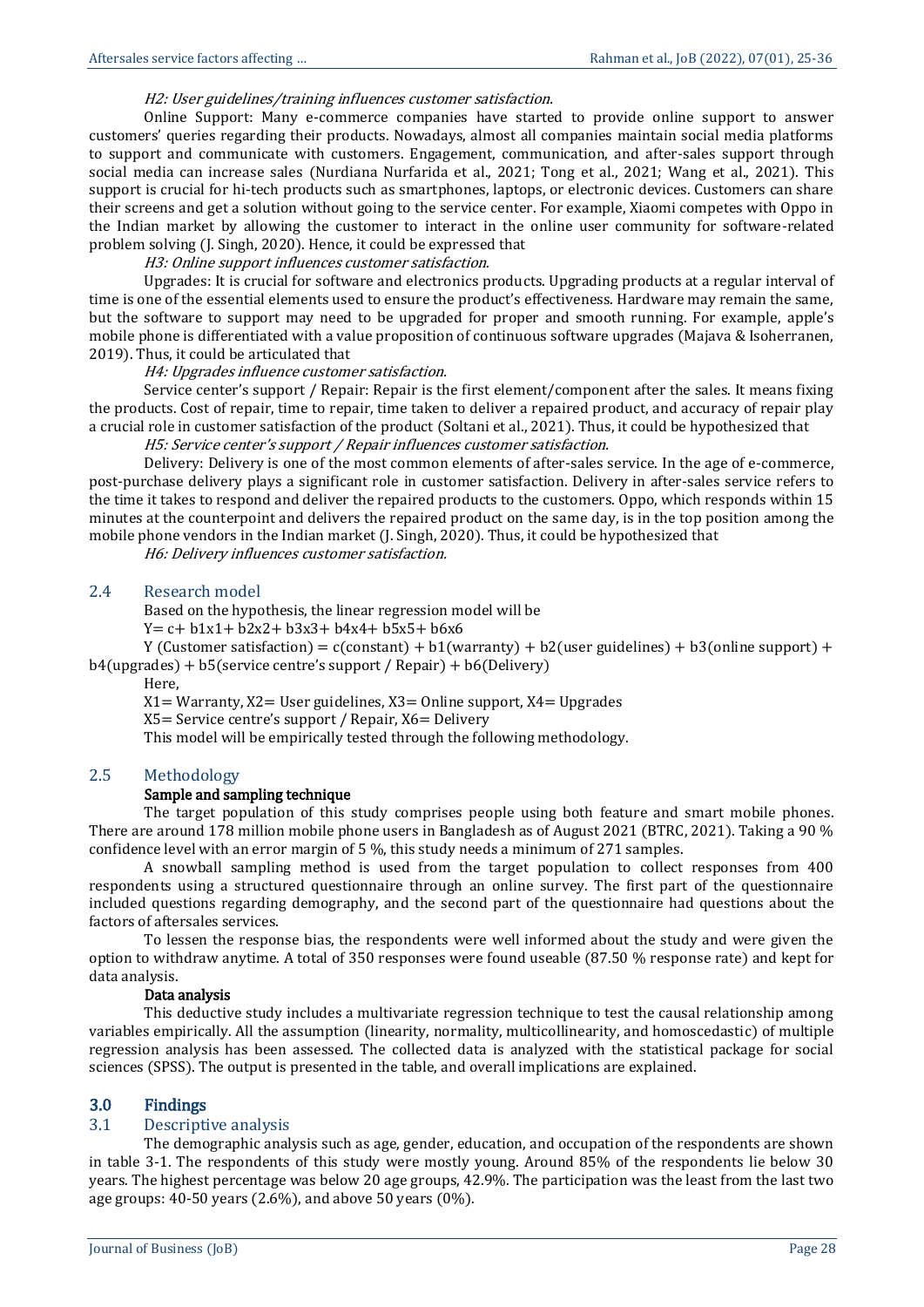*H2: User guidelines/training influences customer satisfaction.*

Online Support: Many e-commerce companies have started to provide online support to answer customers' queries regarding their products. Nowadays, almost all companies maintain social media platforms to support and communicate with customers. Engagement, communication, and after-sales support through social media can increase sales (Nurdiana Nurfarida et al., 2021; Tong et al., 2021; Wang et al., 2021). This support is crucial for hi-tech products such as smartphones, laptops, or electronic devices. Customers can share their screens and get a solution without going to the service center. For example, Xiaomi competes with Oppo in the Indian market by allowing the customer to interact in the online user community for software-related problem solving (J. Singh, 2020). Hence, it could be expressed that

*H3: Online support influences customer satisfaction.*

Upgrades: It is crucial for software and electronics products. Upgrading products at a regular interval of time is one of the essential elements used to ensure the product's effectiveness. Hardware may remain the same, but the software to support may need to be upgraded for proper and smooth running. For example, apple's mobile phone is differentiated with a value proposition of continuous software upgrades (Majava & Isoherranen, 2019). Thus, it could be articulated that

*H4: Upgrades influence customer satisfaction.*

Service center's support / Repair: Repair is the first element/component after the sales. It means fixing the products. Cost of repair, time to repair, time taken to deliver a repaired product, and accuracy of repair play a crucial role in customer satisfaction of the product (Soltani et al., 2021). Thus, it could be hypothesized that

*H5: Service center's support / Repair influences customer satisfaction.*

Delivery: Delivery is one of the most common elements of after-sales service. In the age of e-commerce, post-purchase delivery plays a significant role in customer satisfaction. Delivery in after-sales service refers to the time it takes to respond and deliver the repaired products to the customers. Oppo, which responds within 15 minutes at the counterpoint and delivers the repaired product on the same day, is in the top position among the mobile phone vendors in the Indian market (J. Singh, 2020). Thus, it could be hypothesized that

*H6: Delivery influences customer satisfaction.*

## 2.4 Research model

Based on the hypothesis, the linear regression model will be

$Y = c + b_1x_1 + b_2x_2 + b_3x_3 + b_4x_4 + b_5x_5 + b_6x_6$

Y (Customer satisfaction) = c(constant) + b1(warranty) + b2(user guidelines) + b3(online support) + b4(upgrades) + b5(service centre's support / Repair) + b6(Delivery)

Here,

$X_1$ = Warranty, $X_2$ = User guidelines, $X_3$ = Online support, $X_4$ = Upgrades

$X_5$ = Service centre's support / Repair, $X_6$ = Delivery

This model will be empirically tested through the following methodology.

## 2.5 Methodology

**Sample and sampling technique**

The target population of this study comprises people using both feature and smart mobile phones. There are around 178 million mobile phone users in Bangladesh as of August 2021 (BTRC, 2021). Taking a 90 % confidence level with an error margin of 5 %, this study needs a minimum of 271 samples.

A snowball sampling method is used from the target population to collect responses from 400 respondents using a structured questionnaire through an online survey. The first part of the questionnaire included questions regarding demography, and the second part of the questionnaire had questions about the factors of aftersales services.

To lessen the response bias, the respondents were well informed about the study and were given the option to withdraw anytime. A total of 350 responses were found useable (87.50 % response rate) and kept for data analysis.

**Data analysis**

This deductive study includes a multivariate regression technique to test the causal relationship among variables empirically. All the assumption (linearity, normality, multicollinearity, and homoscedastic) of multiple regression analysis has been assessed. The collected data is analyzed with the statistical package for social sciences (SPSS). The output is presented in the table, and overall implications are explained.

# 3.0 Findings

## 3.1 Descriptive analysis

The demographic analysis such as age, gender, education, and occupation of the respondents are shown in table 3-1. The respondents of this study were mostly young. Around 85% of the respondents lie below 30 years. The highest percentage was below 20 age groups, 42.9%. The participation was the least from the last two age groups: 40-50 years (2.6%), and above 50 years (0%).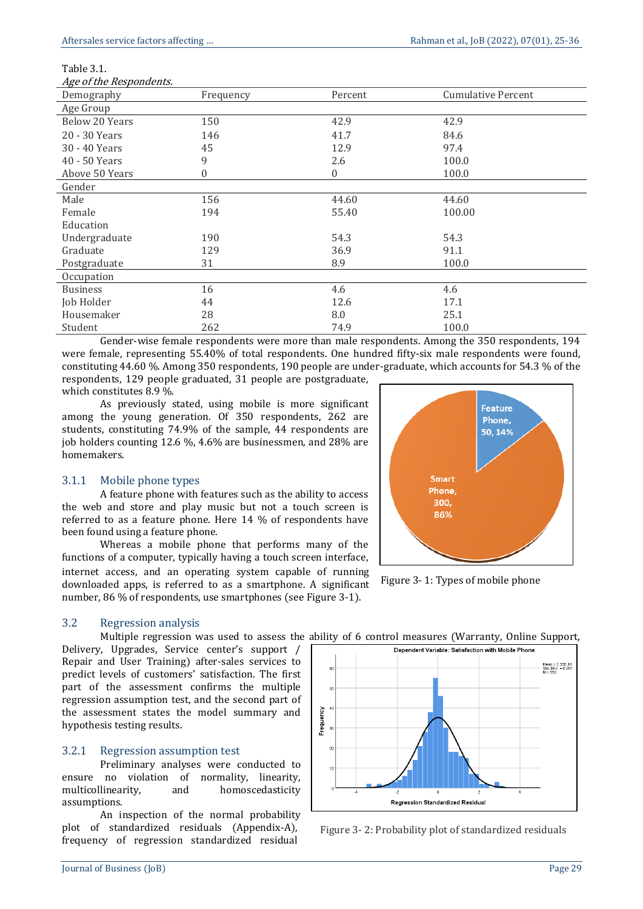Table 3.1.
*Age of the Respondents.*

| Demography | Frequency | Percent | Cumulative Percent |
|---|---|---|---|
| Age Group | | | |
| Below 20 Years | 150 | 42.9 | 42.9 |
| 20 - 30 Years | 146 | 41.7 | 84.6 |
| 30 - 40 Years | 45 | 12.9 | 97.4 |
| 40 - 50 Years | 9 | 2.6 | 100.0 |
| Above 50 Years | 0 | 0 | 100.0 |
| Gender | | | |
| Male | 156 | 44.60 | 44.60 |
| Female | 194 | 55.40 | 100.00 |
| Education | | | |
| Undergraduate | 190 | 54.3 | 54.3 |
| Graduate | 129 | 36.9 | 91.1 |
| Postgraduate | 31 | 8.9 | 100.0 |
| Occupation | | | |
| Business | 16 | 4.6 | 4.6 |
| Job Holder | 44 | 12.6 | 17.1 |
| Housemaker | 28 | 8.0 | 25.1 |
| Student | 262 | 74.9 | 100.0 |

Gender-wise female respondents were more than male respondents. Among the 350 respondents, 194 were female, representing 55.40% of total respondents. One hundred fifty-six male respondents were found, constituting 44.60 %. Among 350 respondents, 190 people are under-graduate, which accounts for 54.3 % of the respondents, 129 people graduated, 31 people are postgraduate, which constitutes 8.9 %.

As previously stated, using mobile is more significant among the young generation. Of 350 respondents, 262 are students, constituting 74.9% of the sample, 44 respondents are job holders counting 12.6 %, 4.6% are businessmen, and 28% are homemakers.

### 3.1.1 Mobile phone types

A feature phone with features such as the ability to access the web and store and play music but not a touch screen is referred to as a feature phone. Here 14 % of respondents have been found using a feature phone.

Whereas a mobile phone that performs many of the functions of a computer, typically having a touch screen interface, internet access, and an operating system capable of running downloaded apps, is referred to as a smartphone. A significant number, 86 % of respondents, use smartphones (see Figure 3-1).

Figure 3- 1: Types of mobile phone

## 3.2 Regression analysis

Multiple regression was used to assess the ability of 6 control measures (Warranty, Online Support, Delivery, Upgrades, Service center's support / Repair and User Training) after-sales services to predict levels of customers' satisfaction. The first part of the assessment confirms the multiple regression assumption test, and the second part of the assessment states the model summary and hypothesis testing results.

### 3.2.1 Regression assumption test

Preliminary analyses were conducted to ensure no violation of normality, linearity, multicollinearity, and homoscedasticity assumptions.

An inspection of the normal probability plot of standardized residuals (Appendix-A), frequency of regression standardized residual

Figure 3- 2: Probability plot of standardized residuals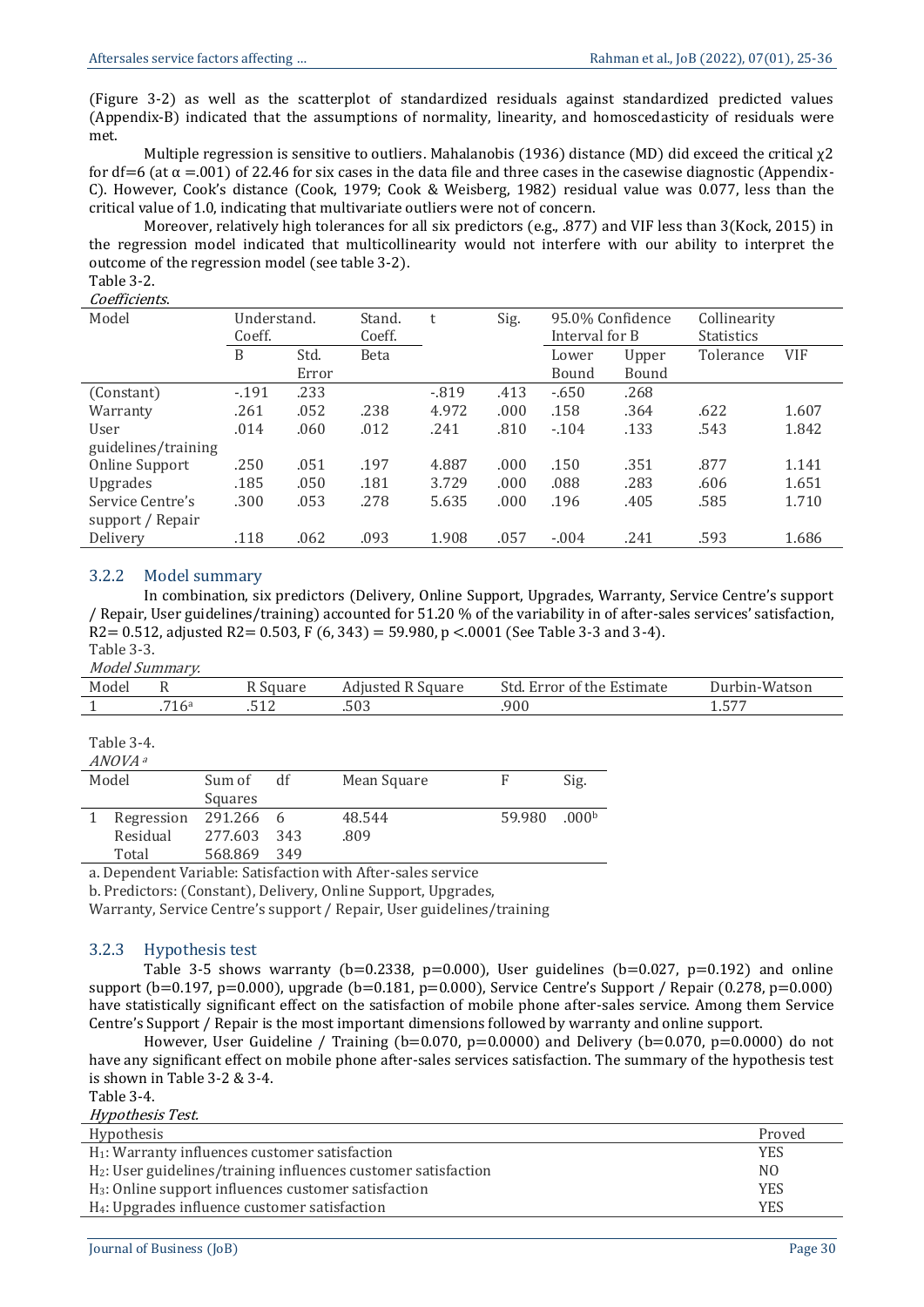(Figure 3-2) as well as the scatterplot of standardized residuals against standardized predicted values (Appendix-B) indicated that the assumptions of normality, linearity, and homoscedasticity of residuals were met.

Multiple regression is sensitive to outliers. Mahalanobis (1936) distance (MD) did exceed the critical $\chi 2$ for df=6 (at $\alpha$ =.001) of 22.46 for six cases in the data file and three cases in the casewise diagnostic (Appendix-C). However, Cook's distance (Cook, 1979; Cook & Weisberg, 1982) residual value was 0.077, less than the critical value of 1.0, indicating that multivariate outliers were not of concern.

Moreover, relatively high tolerances for all six predictors (e.g., .877) and VIF less than 3(Kock, 2015) in the regression model indicated that multicollinearity would not interfere with our ability to interpret the outcome of the regression model (see table 3-2).

Table 3-2.

*Coefficients.*

| Model | Understand. Coeff. | | Stand. Coeff. | t | Sig. | 95.0% Confidence Interval for B | | Collinearity Statistics | |
|---|---|---|---|---|---|---|---|---|---|
| | B | Std. Error | Beta | | | Lower Bound | Upper Bound | Tolerance | VIF |
| (Constant) | -.191 | .233 | | -.819 | .413 | -.650 | .268 | | |
| Warranty | .261 | .052 | .238 | 4.972 | .000 | .158 | .364 | .622 | 1.607 |
| User guidelines/training | .014 | .060 | .012 | .241 | .810 | -.104 | .133 | .543 | 1.842 |
| Online Support | .250 | .051 | .197 | 4.887 | .000 | .150 | .351 | .877 | 1.141 |
| Upgrades | .185 | .050 | .181 | 3.729 | .000 | .088 | .283 | .606 | 1.651 |
| Service Centre's support / Repair | .300 | .053 | .278 | 5.635 | .000 | .196 | .405 | .585 | 1.710 |
| Delivery | .118 | .062 | .093 | 1.908 | .057 | -.004 | .241 | .593 | 1.686 |

### 3.2.2 Model summary

In combination, six predictors (Delivery, Online Support, Upgrades, Warranty, Service Centre's support / Repair, User guidelines/training) accounted for 51.20 % of the variability in of after-sales services' satisfaction, R2= 0.512, adjusted R2= 0.503, F (6, 343) = 59.980, p <.0001 (See Table 3-3 and 3-4).

Table 3-3.

*Model Summary.*

| Model | R | R Square | Adjusted R Square | Std. Error of the Estimate | Durbin-Watson |
|---|---|---|---|---|---|
| 1 | .716[a] | .512 | .503 | .900 | 1.577 |

Table 3-4.

*ANOVA [a]*

| Model | | Sum of Squares | df | Mean Square | F | Sig. |
|---|---|---|---|---|---|---|
| 1 | Regression | 291.266 | 6 | 48.544 | 59.980 | .000[b] |
| | Residual | 277.603 | 343 | .809 | | |
| | Total | 568.869 | 349 | | | |

a. Dependent Variable: Satisfaction with After-sales service

b. Predictors: (Constant), Delivery, Online Support, Upgrades, Warranty, Service Centre's support / Repair, User guidelines/training

### 3.2.3 Hypothesis test

Table 3-5 shows warranty (b=0.2338, p=0.000), User guidelines (b=0.027, p=0.192) and online support (b=0.197, p=0.000), upgrade (b=0.181, p=0.000), Service Centre's Support / Repair (0.278, p=0.000) have statistically significant effect on the satisfaction of mobile phone after-sales service. Among them Service Centre's Support / Repair is the most important dimensions followed by warranty and online support.

However, User Guideline / Training (b=0.070, p=0.0000) and Delivery (b=0.070, p=0.0000) do not have any significant effect on mobile phone after-sales services satisfaction. The summary of the hypothesis test is shown in Table 3-2 & 3-4.

Table 3-4.

*Hypothesis Test.*

| Hypothesis | Proved |
|---|---|
| $H_1$: Warranty influences customer satisfaction | YES |
| $H_2$: User guidelines/training influences customer satisfaction | NO |
| $H_3$: Online support influences customer satisfaction | YES |
| $H_4$: Upgrades influence customer satisfaction | YES |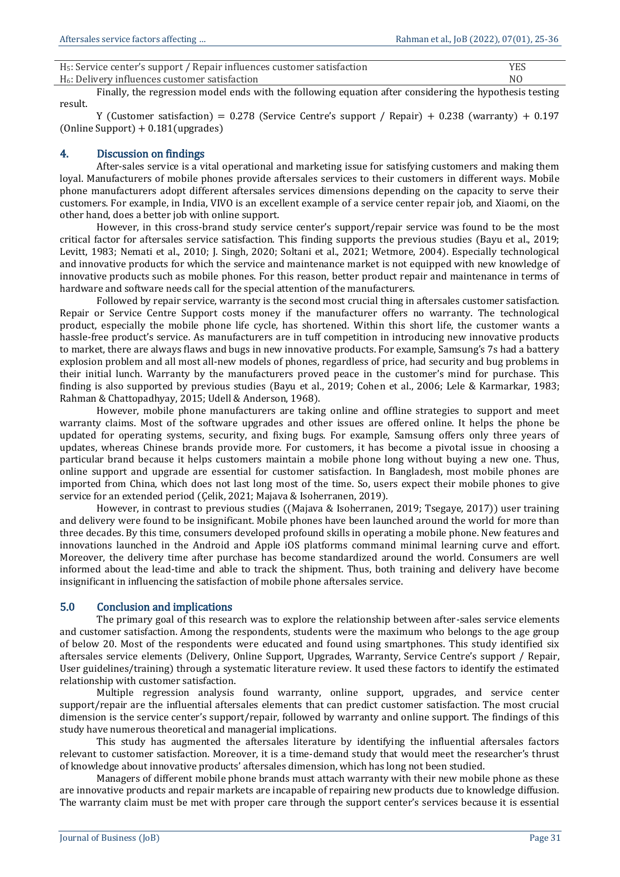| | |
|---|---|
| $H_5$: Service center's support / Repair influences customer satisfaction | YES |
| $H_6$: Delivery influences customer satisfaction | NO |

Finally, the regression model ends with the following equation after considering the hypothesis testing result.

Y (Customer satisfaction) = 0.278 (Service Centre's support / Repair) + 0.238 (warranty) + 0.197 (Online Support) + 0.181(upgrades)

## 4. Discussion on findings

After-sales service is a vital operational and marketing issue for satisfying customers and making them loyal. Manufacturers of mobile phones provide aftersales services to their customers in different ways. Mobile phone manufacturers adopt different aftersales services dimensions depending on the capacity to serve their customers. For example, in India, VIVO is an excellent example of a service center repair job, and Xiaomi, on the other hand, does a better job with online support.

However, in this cross-brand study service center's support/repair service was found to be the most critical factor for aftersales service satisfaction. This finding supports the previous studies (Bayu et al., 2019; Levitt, 1983; Nemati et al., 2010; J. Singh, 2020; Soltani et al., 2021; Wetmore, 2004). Especially technological and innovative products for which the service and maintenance market is not equipped with new knowledge of innovative products such as mobile phones. For this reason, better product repair and maintenance in terms of hardware and software needs call for the special attention of the manufacturers.

Followed by repair service, warranty is the second most crucial thing in aftersales customer satisfaction. Repair or Service Centre Support costs money if the manufacturer offers no warranty. The technological product, especially the mobile phone life cycle, has shortened. Within this short life, the customer wants a hassle-free product's service. As manufacturers are in tuff competition in introducing new innovative products to market, there are always flaws and bugs in new innovative products. For example, Samsung's 7s had a battery explosion problem and all most all-new models of phones, regardless of price, had security and bug problems in their initial lunch. Warranty by the manufacturers proved peace in the customer's mind for purchase. This finding is also supported by previous studies (Bayu et al., 2019; Cohen et al., 2006; Lele & Karmarkar, 1983; Rahman & Chattopadhyay, 2015; Udell & Anderson, 1968).

However, mobile phone manufacturers are taking online and offline strategies to support and meet warranty claims. Most of the software upgrades and other issues are offered online. It helps the phone be updated for operating systems, security, and fixing bugs. For example, Samsung offers only three years of updates, whereas Chinese brands provide more. For customers, it has become a pivotal issue in choosing a particular brand because it helps customers maintain a mobile phone long without buying a new one. Thus, online support and upgrade are essential for customer satisfaction. In Bangladesh, most mobile phones are imported from China, which does not last long most of the time. So, users expect their mobile phones to give service for an extended period (Çelik, 2021; Majava & Isoherranen, 2019).

However, in contrast to previous studies ((Majava & Isoherranen, 2019; Tsegaye, 2017)) user training and delivery were found to be insignificant. Mobile phones have been launched around the world for more than three decades. By this time, consumers developed profound skills in operating a mobile phone. New features and innovations launched in the Android and Apple iOS platforms command minimal learning curve and effort. Moreover, the delivery time after purchase has become standardized around the world. Consumers are well informed about the lead-time and able to track the shipment. Thus, both training and delivery have become insignificant in influencing the satisfaction of mobile phone aftersales service.

## 5.0 Conclusion and implications

The primary goal of this research was to explore the relationship between after-sales service elements and customer satisfaction. Among the respondents, students were the maximum who belongs to the age group of below 20. Most of the respondents were educated and found using smartphones. This study identified six aftersales service elements (Delivery, Online Support, Upgrades, Warranty, Service Centre's support / Repair, User guidelines/training) through a systematic literature review. It used these factors to identify the estimated relationship with customer satisfaction.

Multiple regression analysis found warranty, online support, upgrades, and service center support/repair are the influential aftersales elements that can predict customer satisfaction. The most crucial dimension is the service center's support/repair, followed by warranty and online support. The findings of this study have numerous theoretical and managerial implications.

This study has augmented the aftersales literature by identifying the influential aftersales factors relevant to customer satisfaction. Moreover, it is a time-demand study that would meet the researcher's thrust of knowledge about innovative products' aftersales dimension, which has long not been studied.

Managers of different mobile phone brands must attach warranty with their new mobile phone as these are innovative products and repair markets are incapable of repairing new products due to knowledge diffusion. The warranty claim must be met with proper care through the support center's services because it is essential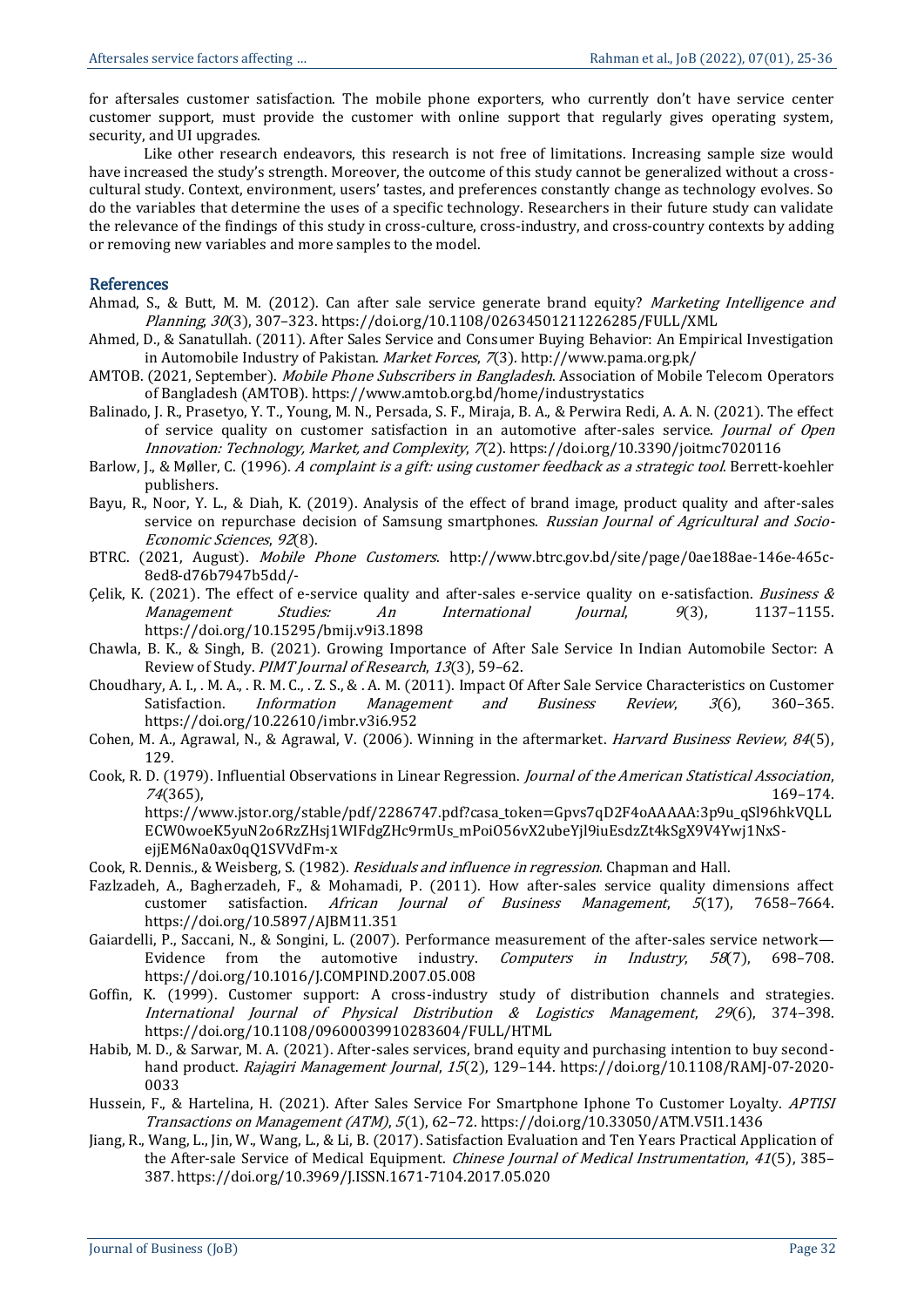for aftersales customer satisfaction. The mobile phone exporters, who currently don't have service center customer support, must provide the customer with online support that regularly gives operating system, security, and UI upgrades.

Like other research endeavors, this research is not free of limitations. Increasing sample size would have increased the study's strength. Moreover, the outcome of this study cannot be generalized without a cross-cultural study. Context, environment, users' tastes, and preferences constantly change as technology evolves. So do the variables that determine the uses of a specific technology. Researchers in their future study can validate the relevance of the findings of this study in cross-culture, cross-industry, and cross-country contexts by adding or removing new variables and more samples to the model.

## References

Ahmad, S., & Butt, M. M. (2012). Can after sale service generate brand equity? *Marketing Intelligence and Planning*, *30*(3), 307–323. https://doi.org/10.1108/02634501211226285/FULL/XML

Ahmed, D., & Sanatullah. (2011). After Sales Service and Consumer Buying Behavior: An Empirical Investigation in Automobile Industry of Pakistan. *Market Forces*, *7*(3). http://www.pama.org.pk/

AMTOB. (2021, September). *Mobile Phone Subscribers in Bangladesh*. Association of Mobile Telecom Operators of Bangladesh (AMTOB). https://www.amtob.org.bd/home/industrystatics

Balinado, J. R., Prasetyo, Y. T., Young, M. N., Persada, S. F., Miraja, B. A., & Perwira Redi, A. A. N. (2021). The effect of service quality on customer satisfaction in an automotive after-sales service. *Journal of Open Innovation: Technology, Market, and Complexity*, *7*(2). https://doi.org/10.3390/joitmc7020116

Barlow, J., & Møller, C. (1996). *A complaint is a gift: using customer feedback as a strategic tool*. Berrett-koehler publishers.

Bayu, R., Noor, Y. L., & Diah, K. (2019). Analysis of the effect of brand image, product quality and after-sales service on repurchase decision of Samsung smartphones. *Russian Journal of Agricultural and Socio-Economic Sciences*, *92*(8).

BTRC. (2021, August). *Mobile Phone Customers*. http://www.btrc.gov.bd/site/page/0ae188ae-146e-465c-8ed8-d76b7947b5dd/-

Çelik, K. (2021). The effect of e-service quality and after-sales e-service quality on e-satisfaction. *Business & Management Studies: An International Journal*, *9*(3), 1137–1155. https://doi.org/10.15295/bmij.v9i3.1898

Chawla, B. K., & Singh, B. (2021). Growing Importance of After Sale Service In Indian Automobile Sector: A Review of Study. *PIMT Journal of Research*, *13*(3), 59–62.

Choudhary, A. I., . M. A., . R. M. C., . Z. S., & . A. M. (2011). Impact Of After Sale Service Characteristics on Customer Satisfaction. *Information Management and Business Review*, *3*(6), 360–365. https://doi.org/10.22610/imbr.v3i6.952

Cohen, M. A., Agrawal, N., & Agrawal, V. (2006). Winning in the aftermarket. *Harvard Business Review*, *84*(5), 129.

Cook, R. D. (1979). Influential Observations in Linear Regression. *Journal of the American Statistical Association*, *74*(365), 169–174. https://www.jstor.org/stable/pdf/2286747.pdf?casa_token=Gpvs7qD2F4oAAAAA:3p9u_qSl96hkVQLLECW0woeK5yuN2o6RzZHsj1WIFdgZHc9rmUs_mPoiO56vX2ubeYjl9iuEsdzZt4kSgX9V4Ywj1NxS-ejjEM6Na0ax0qQ1SVVdFm-x

Cook, R. Dennis., & Weisberg, S. (1982). *Residuals and influence in regression*. Chapman and Hall.

Fazlzadeh, A., Bagherzadeh, F., & Mohamadi, P. (2011). How after-sales service quality dimensions affect customer satisfaction. *African Journal of Business Management*, *5*(17), 7658–7664. https://doi.org/10.5897/AJBM11.351

Gaiardelli, P., Saccani, N., & Songini, L. (2007). Performance measurement of the after-sales service network—Evidence from the automotive industry. *Computers in Industry*, *58*(7), 698–708. https://doi.org/10.1016/J.COMPIND.2007.05.008

Goffin, K. (1999). Customer support: A cross-industry study of distribution channels and strategies. *International Journal of Physical Distribution & Logistics Management*, *29*(6), 374–398. https://doi.org/10.1108/09600039910283604/FULL/HTML

Habib, M. D., & Sarwar, M. A. (2021). After-sales services, brand equity and purchasing intention to buy second-hand product. *Rajagiri Management Journal*, *15*(2), 129–144. https://doi.org/10.1108/RAMJ-07-2020-0033

Hussein, F., & Hartelina, H. (2021). After Sales Service For Smartphone Iphone To Customer Loyalty. *APTISI Transactions on Management (ATM)*, *5*(1), 62–72. https://doi.org/10.33050/ATM.V5I1.1436

Jiang, R., Wang, L., Jin, W., Wang, L., & Li, B. (2017). Satisfaction Evaluation and Ten Years Practical Application of the After-sale Service of Medical Equipment. *Chinese Journal of Medical Instrumentation*, *41*(5), 385–387. https://doi.org/10.3969/J.ISSN.1671-7104.2017.05.020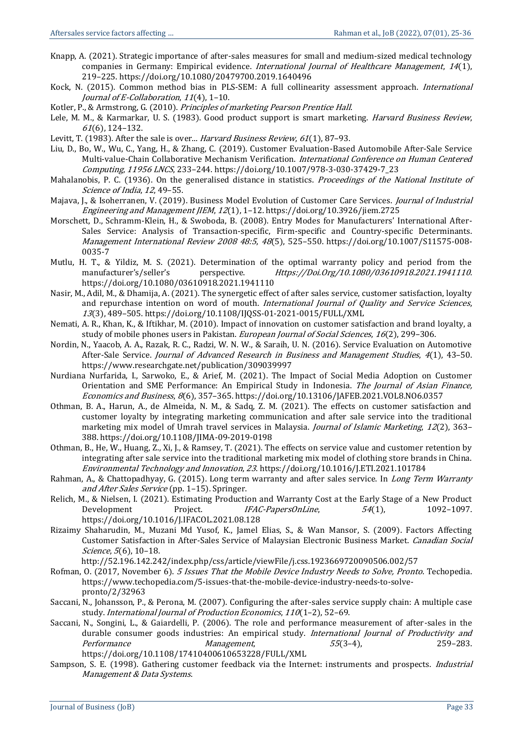Knapp, A. (2021). Strategic importance of after-sales measures for small and medium-sized medical technology companies in Germany: Empirical evidence. *International Journal of Healthcare Management*, *14*(1), 219–225. https://doi.org/10.1080/20479700.2019.1640496

Kock, N. (2015). Common method bias in PLS-SEM: A full collinearity assessment approach. *International Journal of E-Collaboration*, *11*(4), 1–10.

Kotler, P., & Armstrong, G. (2010). *Principles of marketing Pearson Prentice Hall*.

Lele, M. M., & Karmarkar, U. S. (1983). Good product support is smart marketing. *Harvard Business Review*, *61*(6), 124–132.

Levitt, T. (1983). After the sale is over... *Harvard Business Review*, *61*(1), 87–93.

Liu, D., Bo, W., Wu, C., Yang, H., & Zhang, C. (2019). Customer Evaluation-Based Automobile After-Sale Service Multi-value-Chain Collaborative Mechanism Verification. *International Conference on Human Centered Computing*, *11956 LNCS*, 233–244. https://doi.org/10.1007/978-3-030-37429-7_23

Mahalanobis, P. C. (1936). On the generalised distance in statistics. *Proceedings of the National Institute of Science of India*, *12*, 49–55.

Majava, J., & Isoherranen, V. (2019). Business Model Evolution of Customer Care Services. *Journal of Industrial Engineering and Management JIEM*, *12*(1), 1–12. https://doi.org/10.3926/jiem.2725

Morschett, D., Schramm-Klein, H., & Swoboda, B. (2008). Entry Modes for Manufacturers' International After-Sales Service: Analysis of Transaction-specific, Firm-specific and Country-specific Determinants. *Management International Review 2008 48:5*, *48*(5), 525–550. https://doi.org/10.1007/S11575-008-0035-7

Mutlu, H. T., & Yildiz, M. S. (2021). Determination of the optimal warranty policy and period from the manufacturer's/seller's perspective. *Https://Doi.Org/10.1080/03610918.2021.1941110*. https://doi.org/10.1080/03610918.2021.1941110

Nasir, M., Adil, M., & Dhamija, A. (2021). The synergetic effect of after sales service, customer satisfaction, loyalty and repurchase intention on word of mouth. *International Journal of Quality and Service Sciences*, *13*(3), 489–505. https://doi.org/10.1108/IJQSS-01-2021-0015/FULL/XML

Nemati, A. R., Khan, K., & Iftikhar, M. (2010). Impact of innovation on customer satisfaction and brand loyalty, a study of mobile phones users in Pakistan. *European Journal of Social Sciences*, *16*(2), 299–306.

Nordin, N., Yaacob, A. A., Razak, R. C., Radzi, W. N. W., & Saraih, U. N. (2016). Service Evaluation on Automotive After-Sale Service. *Journal of Advanced Research in Business and Management Studies*, *4*(1), 43–50. https://www.researchgate.net/publication/309039997

Nurdiana Nurfarida, I., Sarwoko, E., & Arief, M. (2021). The Impact of Social Media Adoption on Customer Orientation and SME Performance: An Empirical Study in Indonesia. *The Journal of Asian Finance, Economics and Business*, *8*(6), 357–365. https://doi.org/10.13106/JAFEB.2021.VOL8.NO6.0357

Othman, B. A., Harun, A., de Almeida, N. M., & Sadq, Z. M. (2021). The effects on customer satisfaction and customer loyalty by integrating marketing communication and after sale service into the traditional marketing mix model of Umrah travel services in Malaysia. *Journal of Islamic Marketing*, *12*(2), 363–388. https://doi.org/10.1108/JIMA-09-2019-0198

Othman, B., He, W., Huang, Z., Xi, J., & Ramsey, T. (2021). The effects on service value and customer retention by integrating after sale service into the traditional marketing mix model of clothing store brands in China. *Environmental Technology and Innovation*, *23*. https://doi.org/10.1016/J.ETI.2021.101784

Rahman, A., & Chattopadhyay, G. (2015). Long term warranty and after sales service. In *Long Term Warranty and After Sales Service* (pp. 1–15). Springer.

Relich, M., & Nielsen, I. (2021). Estimating Production and Warranty Cost at the Early Stage of a New Product Development Project. *IFAC-PapersOnLine*, *54*(1), 1092–1097. https://doi.org/10.1016/J.IFACOL.2021.08.128

Rizaimy Shaharudin, M., Muzani Md Yusof, K., Jamel Elias, S., & Wan Mansor, S. (2009). Factors Affecting Customer Satisfaction in After-Sales Service of Malaysian Electronic Business Market. *Canadian Social Science*, *5*(6), 10–18. http://52.196.142.242/index.php/css/article/viewFile/j.css.1923669720090506.002/57

Rofman, O. (2017, November 6). *5 Issues That the Mobile Device Industry Needs to Solve, Pronto*. Techopedia. https://www.techopedia.com/5-issues-that-the-mobile-device-industry-needs-to-solve-pronto/2/32963

Saccani, N., Johansson, P., & Perona, M. (2007). Configuring the after-sales service supply chain: A multiple case study. *International Journal of Production Economics*, *110*(1–2), 52–69.

Saccani, N., Songini, L., & Gaiardelli, P. (2006). The role and performance measurement of after-sales in the durable consumer goods industries: An empirical study. *International Journal of Productivity and Performance Management*, *55*(3–4), 259–283. https://doi.org/10.1108/17410400610653228/FULL/XML

Sampson, S. E. (1998). Gathering customer feedback via the Internet: instruments and prospects. *Industrial Management & Data Systems*.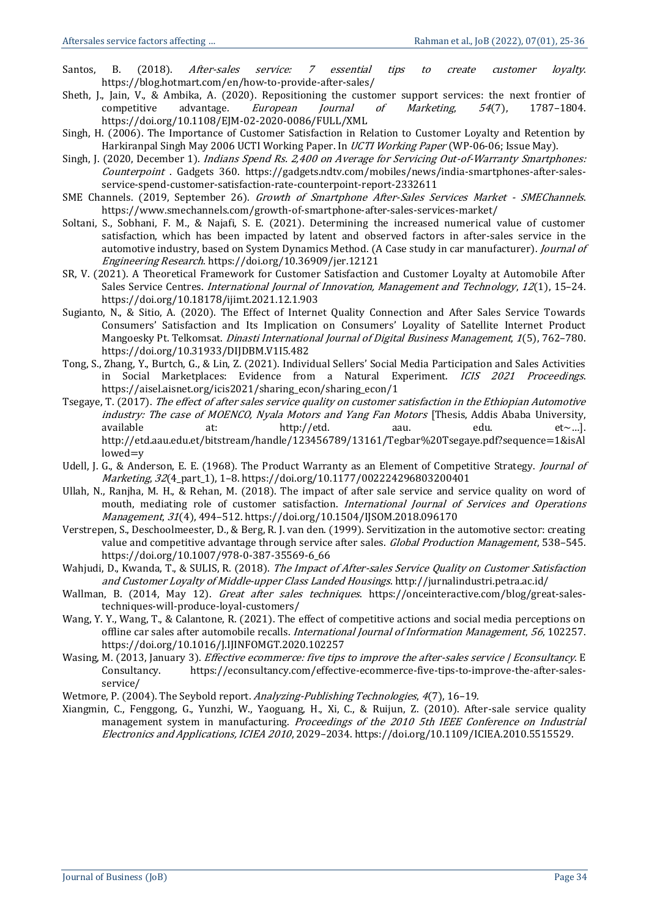Santos, B. (2018). *After-sales service: 7 essential tips to create customer loyalty*. https://blog.hotmart.com/en/how-to-provide-after-sales/

Sheth, J., Jain, V., & Ambika, A. (2020). Repositioning the customer support services: the next frontier of competitive advantage. *European Journal of Marketing*, *54*(7), 1787–1804. https://doi.org/10.1108/EJM-02-2020-0086/FULL/XML

Singh, H. (2006). The Importance of Customer Satisfaction in Relation to Customer Loyalty and Retention by Harkiranpal Singh May 2006 UCTI Working Paper. In *UCTI Working Paper* (WP-06-06; Issue May).

Singh, J. (2020, December 1). *Indians Spend Rs. 2,400 on Average for Servicing Out-of-Warranty Smartphones: Counterpoint* . Gadgets 360. https://gadgets.ndtv.com/mobiles/news/india-smartphones-after-sales-service-spend-customer-satisfaction-rate-counterpoint-report-2332611

SME Channels. (2019, September 26). *Growth of Smartphone After-Sales Services Market - SMEChannels*. https://www.smechannels.com/growth-of-smartphone-after-sales-services-market/

Soltani, S., Sobhani, F. M., & Najafi, S. E. (2021). Determining the increased numerical value of customer satisfaction, which has been impacted by latent and observed factors in after-sales service in the automotive industry, based on System Dynamics Method. (A Case study in car manufacturer). *Journal of Engineering Research*. https://doi.org/10.36909/jer.12121

SR, V. (2021). A Theoretical Framework for Customer Satisfaction and Customer Loyalty at Automobile After Sales Service Centres. *International Journal of Innovation, Management and Technology*, *12*(1), 15–24. https://doi.org/10.18178/ijimt.2021.12.1.903

Sugianto, N., & Sitio, A. (2020). The Effect of Internet Quality Connection and After Sales Service Towards Consumers' Satisfaction and Its Implication on Consumers' Loyality of Satellite Internet Product Mangoesky Pt. Telkomsat. *Dinasti International Journal of Digital Business Management*, *1*(5), 762–780. https://doi.org/10.31933/DIJDBM.V1I5.482

Tong, S., Zhang, Y., Burtch, G., & Lin, Z. (2021). Individual Sellers' Social Media Participation and Sales Activities in Social Marketplaces: Evidence from a Natural Experiment. *ICIS 2021 Proceedings*. https://aisel.aisnet.org/icis2021/sharing_econ/sharing_econ/1

Tsegaye, T. (2017). *The effect of after sales service quality on customer satisfaction in the Ethiopian Automotive industry: The case of MOENCO, Nyala Motors and Yang Fan Motors* [Thesis, Addis Ababa University, available at: http://etd. aau. edu. et~…]. http://etd.aau.edu.et/bitstream/handle/123456789/13161/Tegbar%20Tsegaye.pdf?sequence=1&isAllowed=y

Udell, J. G., & Anderson, E. E. (1968). The Product Warranty as an Element of Competitive Strategy. *Journal of Marketing*, *32*(4_part_1), 1–8. https://doi.org/10.1177/002224296803200401

Ullah, N., Ranjha, M. H., & Rehan, M. (2018). The impact of after sale service and service quality on word of mouth, mediating role of customer satisfaction. *International Journal of Services and Operations Management*, *31*(4), 494–512. https://doi.org/10.1504/IJSOM.2018.096170

Verstrepen, S., Deschoolmeester, D., & Berg, R. J. van den. (1999). Servitization in the automotive sector: creating value and competitive advantage through service after sales. *Global Production Management*, 538–545. https://doi.org/10.1007/978-0-387-35569-6_66

Wahjudi, D., Kwanda, T., & SULIS, R. (2018). *The Impact of After-sales Service Quality on Customer Satisfaction and Customer Loyalty of Middle-upper Class Landed Housings*. http://jurnalindustri.petra.ac.id/

Wallman, B. (2014, May 12). *Great after sales techniques*. https://onceinteractive.com/blog/great-sales-techniques-will-produce-loyal-customers/

Wang, Y. Y., Wang, T., & Calantone, R. (2021). The effect of competitive actions and social media perceptions on offline car sales after automobile recalls. *International Journal of Information Management*, *56*, 102257. https://doi.org/10.1016/J.IJINFOMGT.2020.102257

Wasing, M. (2013, January 3). *Effective ecommerce: five tips to improve the after-sales service | Econsultancy*. E Consultancy. https://econsultancy.com/effective-ecommerce-five-tips-to-improve-the-after-sales-service/

Wetmore, P. (2004). The Seybold report. *Analyzing-Publishing Technologies*, *4*(7), 16–19.

Xiangmin, C., Fenggong, G., Yunzhi, W., Yaoguang, H., Xi, C., & Ruijun, Z. (2010). After-sale service quality management system in manufacturing. *Proceedings of the 2010 5th IEEE Conference on Industrial Electronics and Applications, ICIEA 2010*, 2029–2034. https://doi.org/10.1109/ICIEA.2010.5515529.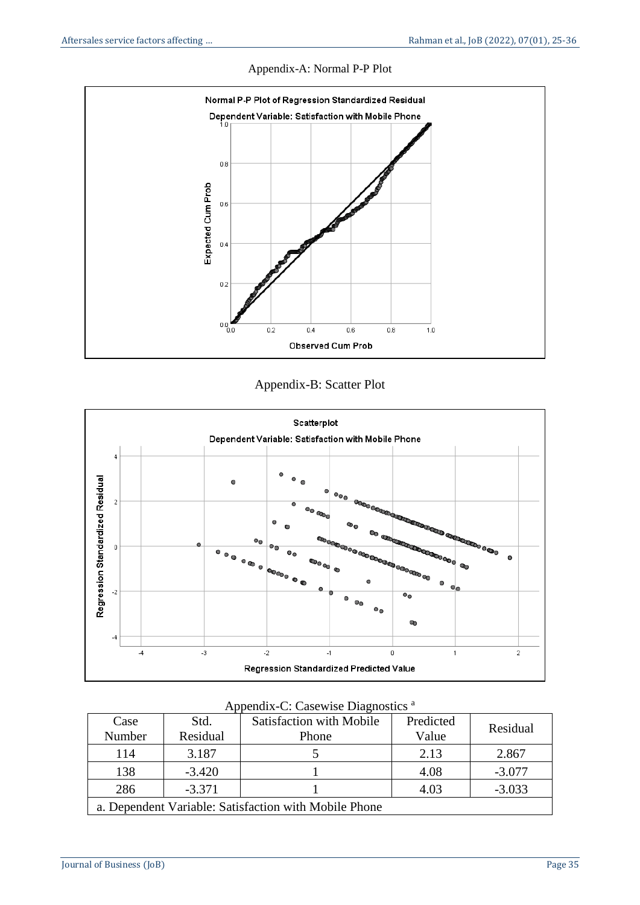Appendix-A: Normal P-P Plot

Appendix-B: Scatter Plot

Appendix-C: Casewise Diagnostics [a]

| Case Number | Std. Residual | Satisfaction with Mobile Phone | Predicted Value | Residual |
|---|---|---|---|---|
| 114 | 3.187 | 5 | 2.13 | 2.867 |
| 138 | -3.420 | 1 | 4.08 | -3.077 |
| 286 | -3.371 | 1 | 4.03 | -3.033 |

a. Dependent Variable: Satisfaction with Mobile Phone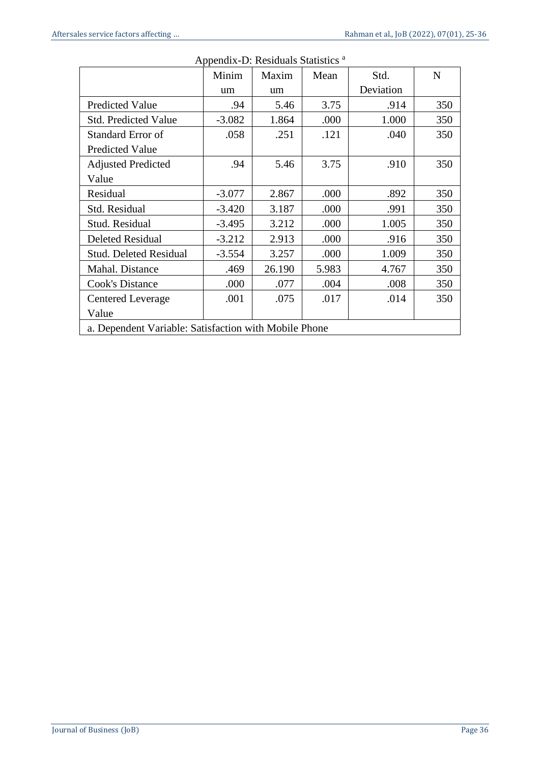Appendix-D: Residuals Statistics [a]

| | Minimum | Maximum | Mean | Std. Deviation | N |
|---|---|---|---|---|---|
| Predicted Value | .94 | 5.46 | 3.75 | .914 | 350 |
| Std. Predicted Value | -3.082 | 1.864 | .000 | 1.000 | 350 |
| Standard Error of Predicted Value | .058 | .251 | .121 | .040 | 350 |
| Adjusted Predicted Value | .94 | 5.46 | 3.75 | .910 | 350 |
| Residual | -3.077 | 2.867 | .000 | .892 | 350 |
| Std. Residual | -3.420 | 3.187 | .000 | .991 | 350 |
| Stud. Residual | -3.495 | 3.212 | .000 | 1.005 | 350 |
| Deleted Residual | -3.212 | 2.913 | .000 | .916 | 350 |
| Stud. Deleted Residual | -3.554 | 3.257 | .000 | 1.009 | 350 |
| Mahal. Distance | .469 | 26.190 | 5.983 | 4.767 | 350 |
| Cook's Distance | .000 | .077 | .004 | .008 | 350 |
| Centered Leverage Value | .001 | .075 | .017 | .014 | 350 |

a. Dependent Variable: Satisfaction with Mobile Phone